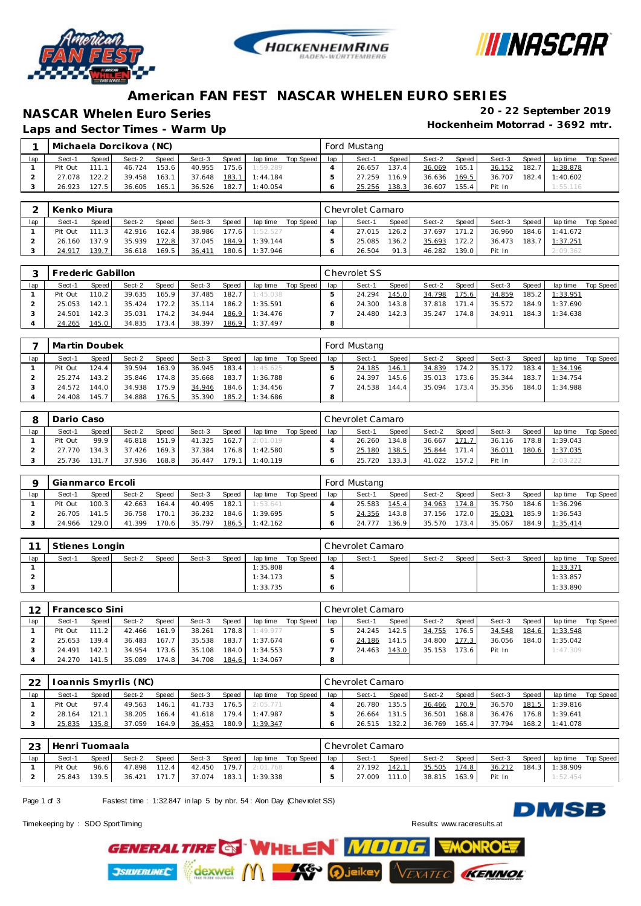# American FAN FEST NASCAR WHELEN EURO SERIES

## NASCAR Whelen Euro Series

**20 - 22 September 2019**

**Laps and Sector Times - Warm Up**

**Hockenheim Motorrad - 3692 mtr.**

### 1 Michaela Dorcikova (NC) — Ford Mustang

| lap | Sect-1 | Speed | Sect-2 | Speed | Sect-3 | Speed | lap time | Top Speed | lap | Sect-1 | Speed | Sect-2 | Speed | Sect-3 | Speed | lap time | Top Speed |
|---|---|---|---|---|---|---|---|---|---|---|---|---|---|---|---|---|---|
| 1 | Pit Out | 111.1 | 46.724 | 153.6 | 40.955 | 175.6 | 1:59.289 | | 4 | 26.657 | 137.4 | 36.069 | 165.1 | 36.152 | 182.7 | 1:38.878 | |
| 2 | 27.078 | 122.2 | 39.458 | 163.1 | 37.648 | 183.1 | 1:44.184 | | 5 | 27.259 | 116.9 | 36.636 | 169.5 | 36.707 | 182.4 | 1:40.602 | |
| 3 | 26.923 | 127.5 | 36.605 | 165.1 | 36.526 | 182.7 | 1:40.054 | | 6 | 25.256 | 138.3 | 36.607 | 155.4 | Pit In | | 1:55.116 | |

### 2 Kenko Miura — Chevrolet Camaro

| lap | Sect-1 | Speed | Sect-2 | Speed | Sect-3 | Speed | lap time | Top Speed | lap | Sect-1 | Speed | Sect-2 | Speed | Sect-3 | Speed | lap time | Top Speed |
|---|---|---|---|---|---|---|---|---|---|---|---|---|---|---|---|---|---|
| 1 | Pit Out | 111.3 | 42.916 | 162.4 | 38.986 | 177.6 | 1:52.527 | | 4 | 27.015 | 126.2 | 37.697 | 171.2 | 36.960 | 184.6 | 1:41.672 | |
| 2 | 26.160 | 137.9 | 35.939 | 172.8 | 37.045 | 184.9 | 1:39.144 | | 5 | 25.085 | 136.2 | 35.693 | 172.2 | 36.473 | 183.7 | 1:37.251 | |
| 3 | 24.917 | 139.7 | 36.618 | 169.5 | 36.411 | 180.6 | 1:37.946 | | 6 | 26.504 | 91.3 | 46.282 | 139.0 | Pit In | | 2:09.362 | |

### 3 Frederic Gabillon — Chevrolet SS

| lap | Sect-1 | Speed | Sect-2 | Speed | Sect-3 | Speed | lap time | Top Speed | lap | Sect-1 | Speed | Sect-2 | Speed | Sect-3 | Speed | lap time | Top Speed |
|---|---|---|---|---|---|---|---|---|---|---|---|---|---|---|---|---|---|
| 1 | Pit Out | 110.2 | 39.635 | 165.9 | 37.485 | 182.7 | 1:45.038 | | 5 | 24.294 | 145.0 | 34.798 | 175.6 | 34.859 | 185.2 | 1:33.951 | |
| 2 | 25.053 | 142.1 | 35.424 | 172.2 | 35.114 | 186.2 | 1:35.591 | | 6 | 24.300 | 143.8 | 37.818 | 171.4 | 35.572 | 184.9 | 1:37.690 | |
| 3 | 24.501 | 142.3 | 35.031 | 174.2 | 34.944 | 186.9 | 1:34.476 | | 7 | 24.480 | 142.3 | 35.247 | 174.8 | 34.911 | 184.3 | 1:34.638 | |
| 4 | 24.265 | 145.0 | 34.835 | 173.4 | 38.397 | 186.9 | 1:37.497 | | 8 | | | | | | | | |

### 7 Martin Doubek — Ford Mustang

| lap | Sect-1 | Speed | Sect-2 | Speed | Sect-3 | Speed | lap time | Top Speed | lap | Sect-1 | Speed | Sect-2 | Speed | Sect-3 | Speed | lap time | Top Speed |
|---|---|---|---|---|---|---|---|---|---|---|---|---|---|---|---|---|---|
| 1 | Pit Out | 124.4 | 39.594 | 163.9 | 36.945 | 183.4 | 1:45.625 | | 5 | 24.185 | 146.1 | 34.839 | 174.2 | 35.172 | 183.4 | 1:34.196 | |
| 2 | 25.274 | 143.2 | 35.846 | 174.8 | 35.668 | 183.7 | 1:36.788 | | 6 | 24.397 | 145.6 | 35.013 | 173.6 | 35.344 | 183.7 | 1:34.754 | |
| 3 | 24.572 | 144.0 | 34.938 | 175.9 | 34.946 | 184.6 | 1:34.456 | | 7 | 24.538 | 144.4 | 35.094 | 173.4 | 35.356 | 184.0 | 1:34.988 | |
| 4 | 24.408 | 145.7 | 34.888 | 176.5 | 35.390 | 185.2 | 1:34.686 | | 8 | | | | | | | | |

### 8 Dario Caso — Chevrolet Camaro

| lap | Sect-1 | Speed | Sect-2 | Speed | Sect-3 | Speed | lap time | Top Speed | lap | Sect-1 | Speed | Sect-2 | Speed | Sect-3 | Speed | lap time | Top Speed |
|---|---|---|---|---|---|---|---|---|---|---|---|---|---|---|---|---|---|
| 1 | Pit Out | 99.9 | 46.818 | 151.9 | 41.325 | 162.7 | 2:01.019 | | 4 | 26.260 | 134.8 | 36.667 | 171.7 | 36.116 | 178.8 | 1:39.043 | |
| 2 | 27.770 | 134.3 | 37.426 | 169.3 | 37.384 | 176.8 | 1:42.580 | | 5 | 25.180 | 138.5 | 35.844 | 171.4 | 36.011 | 180.6 | 1:37.035 | |
| 3 | 25.736 | 131.7 | 37.936 | 168.8 | 36.447 | 179.1 | 1:40.119 | | 6 | 25.720 | 133.3 | 41.022 | 157.2 | Pit In | | 2:03.222 | |

### 9 Gianmarco Ercoli — Ford Mustang

| lap | Sect-1 | Speed | Sect-2 | Speed | Sect-3 | Speed | lap time | Top Speed | lap | Sect-1 | Speed | Sect-2 | Speed | Sect-3 | Speed | lap time | Top Speed |
|---|---|---|---|---|---|---|---|---|---|---|---|---|---|---|---|---|---|
| 1 | Pit Out | 100.3 | 42.663 | 164.4 | 40.495 | 182.1 | 1:53.641 | | 4 | 25.583 | 145.4 | 34.963 | 174.8 | 35.750 | 184.6 | 1:36.296 | |
| 2 | 26.705 | 141.5 | 36.758 | 170.1 | 36.232 | 184.6 | 1:39.695 | | 5 | 24.356 | 143.8 | 37.156 | 172.0 | 35.031 | 185.9 | 1:36.543 | |
| 3 | 24.966 | 129.0 | 41.399 | 170.6 | 35.797 | 186.5 | 1:42.162 | | 6 | 24.777 | 136.9 | 35.570 | 173.4 | 35.067 | 184.9 | 1:35.414 | |

### 11 Stienes Longin — Chevrolet Camaro

| lap | Sect-1 | Speed | Sect-2 | Speed | Sect-3 | Speed | lap time | Top Speed | lap | Sect-1 | Speed | Sect-2 | Speed | Sect-3 | Speed | lap time | Top Speed |
|---|---|---|---|---|---|---|---|---|---|---|---|---|---|---|---|---|---|
| 1 | | | | | | | 1:35.808 | | 4 | | | | | | | 1:33.371 | |
| 2 | | | | | | | 1:34.173 | | 5 | | | | | | | 1:33.857 | |
| 3 | | | | | | | 1:33.735 | | 6 | | | | | | | 1:33.890 | |

### 12 Francesco Sini — Chevrolet Camaro

| lap | Sect-1 | Speed | Sect-2 | Speed | Sect-3 | Speed | lap time | Top Speed | lap | Sect-1 | Speed | Sect-2 | Speed | Sect-3 | Speed | lap time | Top Speed |
|---|---|---|---|---|---|---|---|---|---|---|---|---|---|---|---|---|---|
| 1 | Pit Out | 111.2 | 42.466 | 161.9 | 38.261 | 178.8 | 1:49.977 | | 5 | 24.245 | 142.5 | 34.755 | 176.5 | 34.548 | 184.6 | 1:33.548 | |
| 2 | 25.653 | 139.4 | 36.483 | 167.7 | 35.538 | 183.7 | 1:37.674 | | 6 | 24.186 | 141.5 | 34.800 | 177.3 | 36.056 | 184.0 | 1:35.042 | |
| 3 | 24.491 | 142.1 | 34.954 | 173.6 | 35.108 | 184.0 | 1:34.553 | | 7 | 24.463 | 143.0 | 35.153 | 173.6 | Pit In | | 1:47.309 | |
| 4 | 24.270 | 141.5 | 35.089 | 174.8 | 34.708 | 184.6 | 1:34.067 | | 8 | | | | | | | | |

### 22 Ioannis Smyrlis (NC) — Chevrolet Camaro

| lap | Sect-1 | Speed | Sect-2 | Speed | Sect-3 | Speed | lap time | Top Speed | lap | Sect-1 | Speed | Sect-2 | Speed | Sect-3 | Speed | lap time | Top Speed |
|---|---|---|---|---|---|---|---|---|---|---|---|---|---|---|---|---|---|
| 1 | Pit Out | 97.4 | 49.563 | 146.1 | 41.733 | 176.5 | 2:05.771 | | 4 | 26.780 | 135.5 | 36.466 | 170.9 | 36.570 | 181.5 | 1:39.816 | |
| 2 | 28.164 | 121.1 | 38.205 | 166.4 | 41.618 | 179.4 | 1:47.987 | | 5 | 26.664 | 131.5 | 36.501 | 168.8 | 36.476 | 176.8 | 1:39.641 | |
| 3 | 25.835 | 135.8 | 37.059 | 164.9 | 36.453 | 180.9 | 1:39.347 | | 6 | 26.515 | 132.2 | 36.769 | 165.4 | 37.794 | 168.2 | 1:41.078 | |

### 23 Henri Tuomaala — Chevrolet Camaro

| lap | Sect-1 | Speed | Sect-2 | Speed | Sect-3 | Speed | lap time | Top Speed | lap | Sect-1 | Speed | Sect-2 | Speed | Sect-3 | Speed | lap time | Top Speed |
|---|---|---|---|---|---|---|---|---|---|---|---|---|---|---|---|---|---|
| 1 | Pit Out | 96.6 | 47.898 | 112.4 | 42.450 | 179.7 | 2:01.768 | | 4 | 27.192 | 142.1 | 35.505 | 174.8 | 36.212 | 184.3 | 1:38.909 | |
| 2 | 25.843 | 139.5 | 36.421 | 171.7 | 37.074 | 183.1 | 1:39.338 | | 5 | 27.009 | 111.0 | 38.815 | 163.9 | Pit In | | 1:52.454 | |

Fastest time : 1:32.847 in lap 5 by nbr. 54 : Alon Day (Chevrolet SS)

Timekeeping by : SDO SportTiming

Results: www.raceresults.at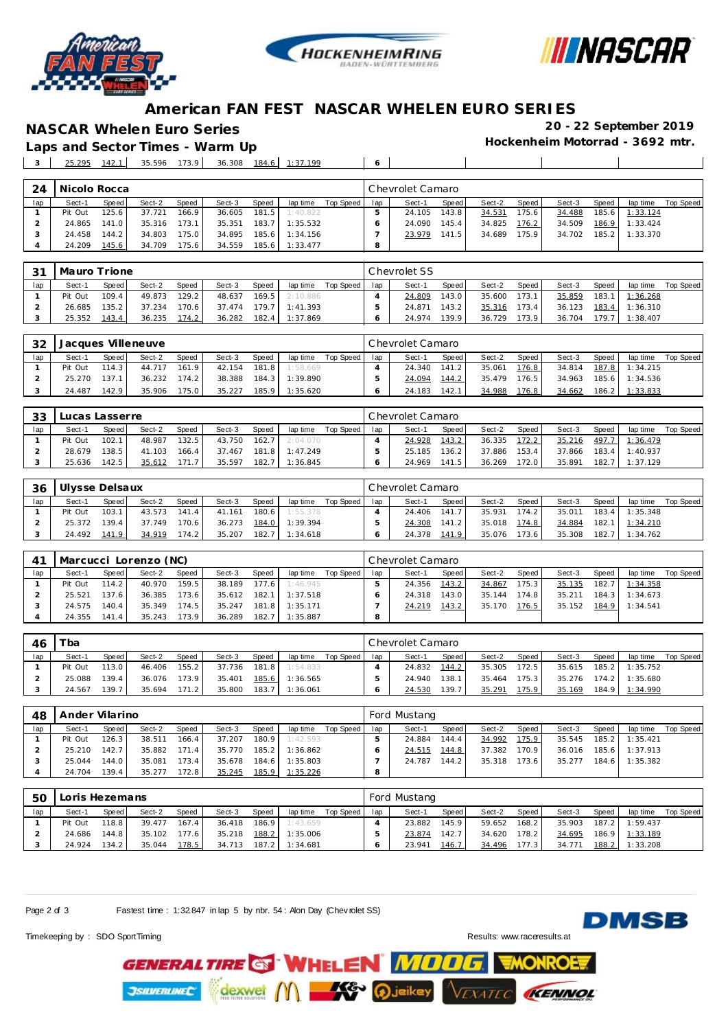# American FAN FEST NASCAR WHELEN EURO SERIES

## NASCAR Whelen Euro Series

**20 - 22 September 2019**

**Laps and Sector Times - Warm Up**

**Hockenheim Motorrad - 3692 mtr.**

| 3 | 25.295 | 142.1 | 35.596 | 173.9 | 36.308 | 184.6 | 1:37.199 | | 6 | | | | | | | | |
|---|---|---|---|---|---|---|---|---|---|---|---|---|---|---|---|---|---|

**24 Nicolo Rocca** — Chevrolet Camaro

| lap | Sect-1 | Speed | Sect-2 | Speed | Sect-3 | Speed | lap time | Top Speed | lap | Sect-1 | Speed | Sect-2 | Speed | Sect-3 | Speed | lap time | Top Speed |
|---|---|---|---|---|---|---|---|---|---|---|---|---|---|---|---|---|---|
| 1 | Pit Out | 125.6 | 37.721 | 166.9 | 36.605 | 181.5 | 1:40.822 | | 5 | 24.105 | 143.8 | 34.531 | 175.6 | 34.488 | 185.6 | 1:33.124 | |
| 2 | 24.865 | 141.0 | 35.316 | 173.1 | 35.351 | 183.7 | 1:35.532 | | 6 | 24.090 | 145.4 | 34.825 | 176.2 | 34.509 | 186.9 | 1:33.424 | |
| 3 | 24.458 | 144.2 | 34.803 | 175.0 | 34.895 | 185.6 | 1:34.156 | | 7 | 23.979 | 141.5 | 34.689 | 175.9 | 34.702 | 185.2 | 1:33.370 | |
| 4 | 24.209 | 145.6 | 34.709 | 175.6 | 34.559 | 185.6 | 1:33.477 | | 8 | | | | | | | | |

**31 Mauro Trione** — Chevrolet SS

| lap | Sect-1 | Speed | Sect-2 | Speed | Sect-3 | Speed | lap time | Top Speed | lap | Sect-1 | Speed | Sect-2 | Speed | Sect-3 | Speed | lap time | Top Speed |
|---|---|---|---|---|---|---|---|---|---|---|---|---|---|---|---|---|---|
| 1 | Pit Out | 109.4 | 49.873 | 129.2 | 48.637 | 169.5 | 2:10.886 | | 4 | 24.809 | 143.0 | 35.600 | 173.1 | 35.859 | 183.1 | 1:36.268 | |
| 2 | 26.685 | 135.2 | 37.234 | 170.6 | 37.474 | 179.7 | 1:41.393 | | 5 | 24.871 | 143.2 | 35.316 | 173.4 | 36.123 | 183.4 | 1:36.310 | |
| 3 | 25.352 | 143.4 | 36.235 | 174.2 | 36.282 | 182.4 | 1:37.869 | | 6 | 24.974 | 139.9 | 36.729 | 173.9 | 36.704 | 179.7 | 1:38.407 | |

**32 Jacques Villeneuve** — Chevrolet Camaro

| lap | Sect-1 | Speed | Sect-2 | Speed | Sect-3 | Speed | lap time | Top Speed | lap | Sect-1 | Speed | Sect-2 | Speed | Sect-3 | Speed | lap time | Top Speed |
|---|---|---|---|---|---|---|---|---|---|---|---|---|---|---|---|---|---|
| 1 | Pit Out | 114.3 | 44.717 | 161.9 | 42.154 | 181.8 | 1:58.669 | | 4 | 24.340 | 141.2 | 35.061 | 176.8 | 34.814 | 187.8 | 1:34.215 | |
| 2 | 25.270 | 137.1 | 36.232 | 174.2 | 38.388 | 184.3 | 1:39.890 | | 5 | 24.094 | 144.2 | 35.479 | 176.5 | 34.963 | 185.6 | 1:34.536 | |
| 3 | 24.487 | 142.9 | 35.906 | 175.0 | 35.227 | 185.9 | 1:35.620 | | 6 | 24.183 | 142.1 | 34.988 | 176.8 | 34.662 | 186.2 | 1:33.833 | |

**33 Lucas Lasserre** — Chevrolet Camaro

| lap | Sect-1 | Speed | Sect-2 | Speed | Sect-3 | Speed | lap time | Top Speed | lap | Sect-1 | Speed | Sect-2 | Speed | Sect-3 | Speed | lap time | Top Speed |
|---|---|---|---|---|---|---|---|---|---|---|---|---|---|---|---|---|---|
| 1 | Pit Out | 102.1 | 48.987 | 132.5 | 43.750 | 162.7 | 2:04.070 | | 4 | 24.928 | 143.2 | 36.335 | 172.2 | 35.216 | 497.7 | 1:36.479 | |
| 2 | 28.679 | 138.5 | 41.103 | 166.4 | 37.467 | 181.8 | 1:47.249 | | 5 | 25.185 | 136.2 | 37.886 | 153.4 | 37.866 | 183.4 | 1:40.937 | |
| 3 | 25.636 | 142.5 | 35.612 | 171.7 | 35.597 | 182.7 | 1:36.845 | | 6 | 24.969 | 141.5 | 36.269 | 172.0 | 35.891 | 182.7 | 1:37.129 | |

**36 Ulysse Delsaux** — Chevrolet Camaro

| lap | Sect-1 | Speed | Sect-2 | Speed | Sect-3 | Speed | lap time | Top Speed | lap | Sect-1 | Speed | Sect-2 | Speed | Sect-3 | Speed | lap time | Top Speed |
|---|---|---|---|---|---|---|---|---|---|---|---|---|---|---|---|---|---|
| 1 | Pit Out | 103.1 | 43.573 | 141.4 | 41.161 | 180.6 | 1:55.378 | | 4 | 24.406 | 141.7 | 35.931 | 174.2 | 35.011 | 183.4 | 1:35.348 | |
| 2 | 25.372 | 139.4 | 37.749 | 170.6 | 36.273 | 184.0 | 1:39.394 | | 5 | 24.308 | 141.2 | 35.018 | 174.8 | 34.884 | 182.1 | 1:34.210 | |
| 3 | 24.492 | 141.9 | 34.919 | 174.2 | 35.207 | 182.7 | 1:34.618 | | 6 | 24.378 | 141.9 | 35.076 | 173.6 | 35.308 | 182.7 | 1:34.762 | |

**41 Marcucci Lorenzo (NC)** — Chevrolet Camaro

| lap | Sect-1 | Speed | Sect-2 | Speed | Sect-3 | Speed | lap time | Top Speed | lap | Sect-1 | Speed | Sect-2 | Speed | Sect-3 | Speed | lap time | Top Speed |
|---|---|---|---|---|---|---|---|---|---|---|---|---|---|---|---|---|---|
| 1 | Pit Out | 114.2 | 40.970 | 159.5 | 38.189 | 177.6 | 1:46.945 | | 5 | 24.356 | 143.2 | 34.867 | 175.3 | 35.135 | 182.7 | 1:34.358 | |
| 2 | 25.521 | 137.6 | 36.385 | 173.6 | 35.612 | 182.1 | 1:37.518 | | 6 | 24.318 | 143.0 | 35.144 | 174.8 | 35.211 | 184.3 | 1:34.673 | |
| 3 | 24.575 | 140.4 | 35.349 | 174.5 | 35.247 | 181.8 | 1:35.171 | | 7 | 24.219 | 143.2 | 35.170 | 176.5 | 35.152 | 184.9 | 1:34.541 | |
| 4 | 24.355 | 141.4 | 35.243 | 173.9 | 36.289 | 182.7 | 1:35.887 | | 8 | | | | | | | | |

**46 Tba** — Chevrolet Camaro

| lap | Sect-1 | Speed | Sect-2 | Speed | Sect-3 | Speed | lap time | Top Speed | lap | Sect-1 | Speed | Sect-2 | Speed | Sect-3 | Speed | lap time | Top Speed |
|---|---|---|---|---|---|---|---|---|---|---|---|---|---|---|---|---|---|
| 1 | Pit Out | 113.0 | 46.406 | 155.2 | 37.736 | 181.8 | 1:54.833 | | 4 | 24.832 | 144.2 | 35.305 | 172.5 | 35.615 | 185.2 | 1:35.752 | |
| 2 | 25.088 | 139.4 | 36.076 | 173.9 | 35.401 | 185.6 | 1:36.565 | | 5 | 24.940 | 138.1 | 35.464 | 175.3 | 35.276 | 174.2 | 1:35.680 | |
| 3 | 24.567 | 139.7 | 35.694 | 171.2 | 35.800 | 183.7 | 1:36.061 | | 6 | 24.530 | 139.7 | 35.291 | 175.9 | 35.169 | 184.9 | 1:34.990 | |

**48 Ander Vilarino** — Ford Mustang

| lap | Sect-1 | Speed | Sect-2 | Speed | Sect-3 | Speed | lap time | Top Speed | lap | Sect-1 | Speed | Sect-2 | Speed | Sect-3 | Speed | lap time | Top Speed |
|---|---|---|---|---|---|---|---|---|---|---|---|---|---|---|---|---|---|
| 1 | Pit Out | 126.3 | 38.511 | 166.4 | 37.207 | 180.9 | 1:42.593 | | 5 | 24.884 | 144.4 | 34.992 | 175.9 | 35.545 | 185.2 | 1:35.421 | |
| 2 | 25.210 | 142.7 | 35.882 | 171.4 | 35.770 | 185.2 | 1:36.862 | | 6 | 24.515 | 144.8 | 37.382 | 170.9 | 36.016 | 185.6 | 1:37.913 | |
| 3 | 25.044 | 144.0 | 35.081 | 173.4 | 35.678 | 184.6 | 1:35.803 | | 7 | 24.787 | 144.2 | 35.318 | 173.6 | 35.277 | 184.6 | 1:35.382 | |
| 4 | 24.704 | 139.4 | 35.277 | 172.8 | 35.245 | 185.9 | 1:35.226 | | 8 | | | | | | | | |

**50 Loris Hezemans** — Ford Mustang

| lap | Sect-1 | Speed | Sect-2 | Speed | Sect-3 | Speed | lap time | Top Speed | lap | Sect-1 | Speed | Sect-2 | Speed | Sect-3 | Speed | lap time | Top Speed |
|---|---|---|---|---|---|---|---|---|---|---|---|---|---|---|---|---|---|
| 1 | Pit Out | 118.8 | 39.477 | 167.4 | 36.418 | 186.9 | 1:43.659 | | 4 | 23.882 | 145.9 | 59.652 | 168.2 | 35.903 | 187.2 | 1:59.437 | |
| 2 | 24.686 | 144.8 | 35.102 | 177.6 | 35.218 | 188.2 | 1:35.006 | | 5 | 23.874 | 142.7 | 34.620 | 178.2 | 34.695 | 186.9 | 1:33.189 | |
| 3 | 24.924 | 134.2 | 35.044 | 178.5 | 34.713 | 187.2 | 1:34.681 | | 6 | 23.941 | 146.7 | 34.496 | 177.3 | 34.771 | 188.2 | 1:33.208 | |

Fastest time : 1:32.847 in lap 5 by nbr. 54 : Alon Day (Chevrolet SS)

Timekeeping by : SDO SportTiming

Results: www.raceresults.at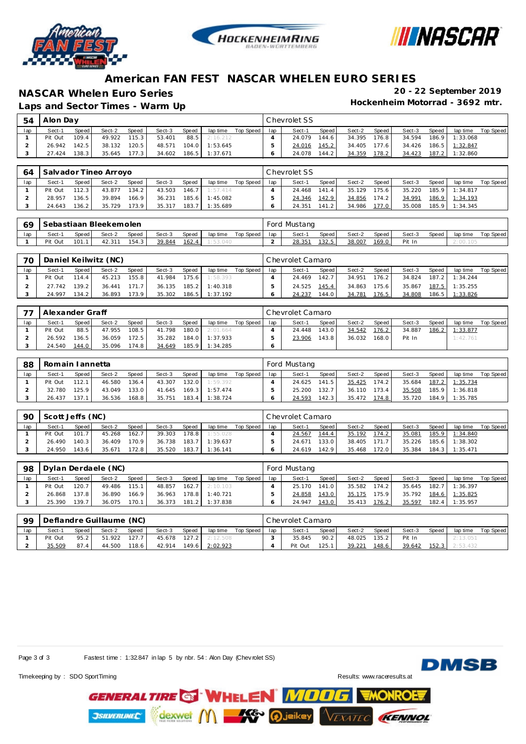## American FAN FEST NASCAR WHELEN EURO SERIES

### NASCAR Whelen Euro Series

**20 - 22 September 2019**

### Laps and Sector Times - Warm Up

**Hockenheim Motorrad - 3692 mtr.**

**54 Alon Day** — Chevrolet SS

| lap | Sect-1 | Speed | Sect-2 | Speed | Sect-3 | Speed | lap time | Top Speed | lap | Sect-1 | Speed | Sect-2 | Speed | Sect-3 | Speed | lap time | Top Speed |
|---|---|---|---|---|---|---|---|---|---|---|---|---|---|---|---|---|---|
| 1 | Pit Out | 109.4 | 49.922 | 115.3 | 53.401 | 88.5 | 2:16.212 | | 4 | 24.079 | 144.6 | 34.395 | 176.8 | 34.594 | 186.9 | 1:33.068 | |
| 2 | 26.942 | 142.5 | 38.132 | 120.5 | 48.571 | 104.0 | 1:53.645 | | 5 | 24.016 | 145.2 | 34.405 | 177.6 | 34.426 | 186.5 | 1:32.847 | |
| 3 | 27.424 | 138.3 | 35.645 | 177.3 | 34.602 | 186.5 | 1:37.671 | | 6 | 24.078 | 144.2 | 34.359 | 178.2 | 34.423 | 187.2 | 1:32.860 | |

**64 Salvador Tineo Arroyo** — Chevrolet SS

| lap | Sect-1 | Speed | Sect-2 | Speed | Sect-3 | Speed | lap time | Top Speed | lap | Sect-1 | Speed | Sect-2 | Speed | Sect-3 | Speed | lap time | Top Speed |
|---|---|---|---|---|---|---|---|---|---|---|---|---|---|---|---|---|---|
| 1 | Pit Out | 112.3 | 43.877 | 134.2 | 43.503 | 146.7 | 1:57.414 | | 4 | 24.468 | 141.4 | 35.129 | 175.6 | 35.220 | 185.9 | 1:34.817 | |
| 2 | 28.957 | 136.5 | 39.894 | 166.9 | 36.231 | 185.6 | 1:45.082 | | 5 | 24.346 | 142.9 | 34.856 | 174.2 | 34.991 | 186.9 | 1:34.193 | |
| 3 | 24.643 | 136.2 | 35.729 | 173.9 | 35.317 | 183.7 | 1:35.689 | | 6 | 24.351 | 141.2 | 34.986 | 177.0 | 35.008 | 185.9 | 1:34.345 | |

**69 Sebastiaan Bleekemolen** — Ford Mustang

| lap | Sect-1 | Speed | Sect-2 | Speed | Sect-3 | Speed | lap time | Top Speed | lap | Sect-1 | Speed | Sect-2 | Speed | Sect-3 | Speed | lap time | Top Speed |
|---|---|---|---|---|---|---|---|---|---|---|---|---|---|---|---|---|---|
| 1 | Pit Out | 101.1 | 42.311 | 154.3 | 39.844 | 162.4 | 1:53.040 | | 2 | 28.351 | 132.5 | 38.007 | 169.0 | Pit In | | 2:00.105 | |

**70 Daniel Keilwitz (NC)** — Chevrolet Camaro

| lap | Sect-1 | Speed | Sect-2 | Speed | Sect-3 | Speed | lap time | Top Speed | lap | Sect-1 | Speed | Sect-2 | Speed | Sect-3 | Speed | lap time | Top Speed |
|---|---|---|---|---|---|---|---|---|---|---|---|---|---|---|---|---|---|
| 1 | Pit Out | 114.4 | 45.213 | 155.8 | 41.984 | 175.6 | 1:58.393 | | 4 | 24.469 | 142.7 | 34.951 | 176.2 | 34.824 | 187.2 | 1:34.244 | |
| 2 | 27.742 | 139.2 | 36.441 | 171.7 | 36.135 | 185.2 | 1:40.318 | | 5 | 24.525 | 145.4 | 34.863 | 175.6 | 35.867 | 187.5 | 1:35.255 | |
| 3 | 24.997 | 134.2 | 36.893 | 173.9 | 35.302 | 186.5 | 1:37.192 | | 6 | 24.237 | 144.0 | 34.781 | 176.5 | 34.808 | 186.5 | 1:33.826 | |

**77 Alexander Graff** — Chevrolet Camaro

| lap | Sect-1 | Speed | Sect-2 | Speed | Sect-3 | Speed | lap time | Top Speed | lap | Sect-1 | Speed | Sect-2 | Speed | Sect-3 | Speed | lap time | Top Speed |
|---|---|---|---|---|---|---|---|---|---|---|---|---|---|---|---|---|---|
| 1 | Pit Out | 88.5 | 47.955 | 108.5 | 41.798 | 180.0 | 2:01.664 | | 4 | 24.448 | 143.0 | 34.542 | 176.2 | 34.887 | 186.2 | 1:33.877 | |
| 2 | 26.592 | 136.5 | 36.059 | 172.5 | 35.282 | 184.0 | 1:37.933 | | 5 | 23.906 | 143.8 | 36.032 | 168.0 | Pit In | | 1:42.761 | |
| 3 | 24.540 | 144.0 | 35.096 | 174.8 | 34.649 | 185.9 | 1:34.285 | | 6 | | | | | | | | |

**88 Romain Iannetta** — Ford Mustang

| lap | Sect-1 | Speed | Sect-2 | Speed | Sect-3 | Speed | lap time | Top Speed | lap | Sect-1 | Speed | Sect-2 | Speed | Sect-3 | Speed | lap time | Top Speed |
|---|---|---|---|---|---|---|---|---|---|---|---|---|---|---|---|---|---|
| 1 | Pit Out | 112.1 | 46.580 | 136.4 | 43.307 | 132.0 | 1:59.392 | | 4 | 24.625 | 141.5 | 35.425 | 174.2 | 35.684 | 187.2 | 1:35.734 | |
| 2 | 32.780 | 125.9 | 43.049 | 133.0 | 41.645 | 169.3 | 1:57.474 | | 5 | 25.200 | 132.7 | 36.110 | 173.4 | 35.508 | 185.9 | 1:36.818 | |
| 3 | 26.437 | 137.1 | 36.536 | 168.8 | 35.751 | 183.4 | 1:38.724 | | 6 | 24.593 | 142.3 | 35.472 | 174.8 | 35.720 | 184.9 | 1:35.785 | |

**90 Scott Jeffs (NC)** — Chevrolet Camaro

| lap | Sect-1 | Speed | Sect-2 | Speed | Sect-3 | Speed | lap time | Top Speed | lap | Sect-1 | Speed | Sect-2 | Speed | Sect-3 | Speed | lap time | Top Speed |
|---|---|---|---|---|---|---|---|---|---|---|---|---|---|---|---|---|---|
| 1 | Pit Out | 101.7 | 45.268 | 162.7 | 39.303 | 178.8 | 1:55.028 | | 4 | 24.567 | 144.4 | 35.192 | 174.2 | 35.081 | 185.9 | 1:34.840 | |
| 2 | 26.490 | 140.3 | 36.409 | 170.9 | 36.738 | 183.7 | 1:39.637 | | 5 | 24.671 | 133.0 | 38.405 | 171.7 | 35.226 | 185.6 | 1:38.302 | |
| 3 | 24.950 | 143.6 | 35.671 | 172.8 | 35.520 | 183.7 | 1:36.141 | | 6 | 24.619 | 142.9 | 35.468 | 172.0 | 35.384 | 184.3 | 1:35.471 | |

**98 Dylan Derdaele (NC)** — Ford Mustang

| lap | Sect-1 | Speed | Sect-2 | Speed | Sect-3 | Speed | lap time | Top Speed | lap | Sect-1 | Speed | Sect-2 | Speed | Sect-3 | Speed | lap time | Top Speed |
|---|---|---|---|---|---|---|---|---|---|---|---|---|---|---|---|---|---|
| 1 | Pit Out | 120.7 | 49.486 | 115.1 | 48.857 | 162.7 | 2:10.103 | | 4 | 25.170 | 141.0 | 35.582 | 174.2 | 35.645 | 182.7 | 1:36.397 | |
| 2 | 26.868 | 137.8 | 36.890 | 166.9 | 36.963 | 178.8 | 1:40.721 | | 5 | 24.858 | 143.0 | 35.175 | 175.9 | 35.792 | 184.6 | 1:35.825 | |
| 3 | 25.390 | 139.7 | 36.075 | 170.1 | 36.373 | 181.2 | 1:37.838 | | 6 | 24.947 | 143.0 | 35.413 | 176.2 | 35.597 | 182.4 | 1:35.957 | |

**99 Deflandre Guillaume (NC)** — Chevrolet Camaro

| lap | Sect-1 | Speed | Sect-2 | Speed | Sect-3 | Speed | lap time | Top Speed | lap | Sect-1 | Speed | Sect-2 | Speed | Sect-3 | Speed | lap time | Top Speed |
|---|---|---|---|---|---|---|---|---|---|---|---|---|---|---|---|---|---|
| 1 | Pit Out | 95.2 | 51.922 | 127.7 | 45.678 | 127.2 | 2:12.508 | | 3 | 35.845 | 90.2 | 48.025 | 135.2 | Pit In | | 2:13.051 | |
| 2 | 35.509 | 87.4 | 44.500 | 118.6 | 42.914 | 149.6 | 2:02.923 | | 4 | Pit Out | 125.1 | 39.221 | 148.6 | 39.642 | 152.3 | 2:53.432 | |

Fastest time : 1:32.847 in lap 5 by nbr. 54 : Alon Day (Chevrolet SS)

Timekeeping by : SDO SportTiming

Results: www.raceresults.at